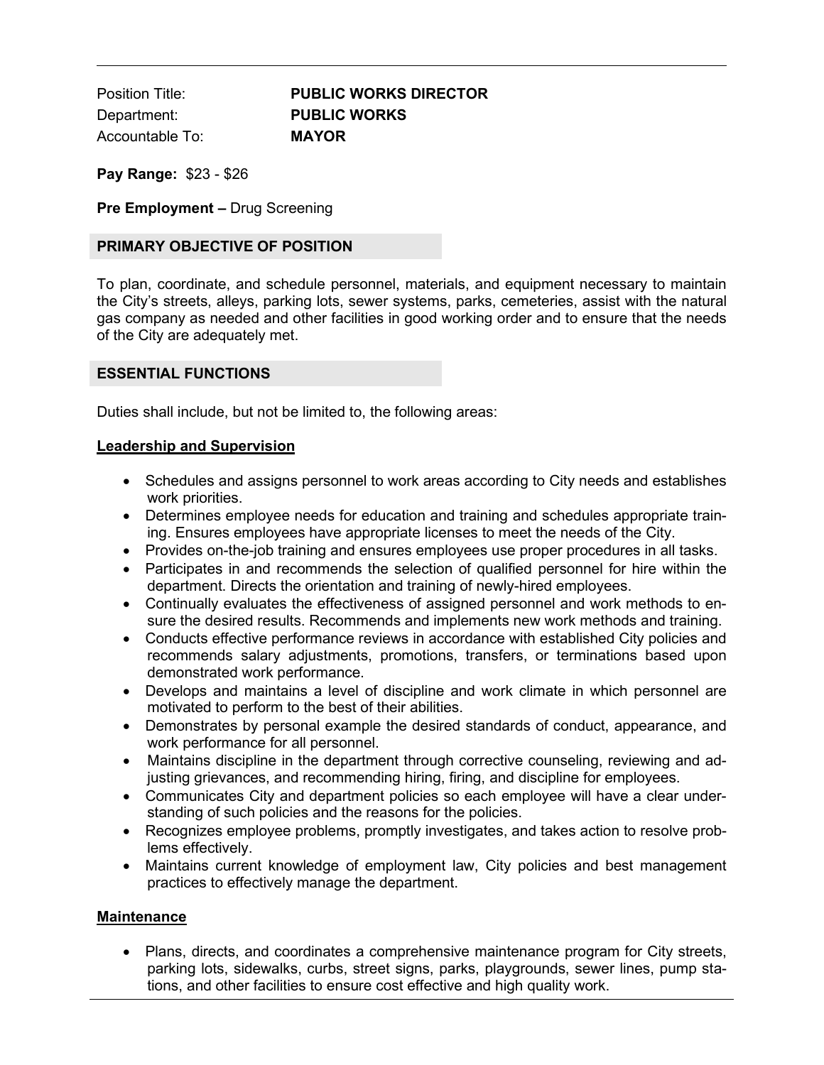Position Title: **PUBLIC WORKS DIRECTOR**
Department: **PUBLIC WORKS**
Accountable To: **MAYOR**

**Pay Range:** $23 - $26

**Pre Employment –** Drug Screening

## PRIMARY OBJECTIVE OF POSITION

To plan, coordinate, and schedule personnel, materials, and equipment necessary to maintain the City's streets, alleys, parking lots, sewer systems, parks, cemeteries, assist with the natural gas company as needed and other facilities in good working order and to ensure that the needs of the City are adequately met.

## ESSENTIAL FUNCTIONS

Duties shall include, but not be limited to, the following areas:

### Leadership and Supervision

- Schedules and assigns personnel to work areas according to City needs and establishes work priorities.
- Determines employee needs for education and training and schedules appropriate training. Ensures employees have appropriate licenses to meet the needs of the City.
- Provides on-the-job training and ensures employees use proper procedures in all tasks.
- Participates in and recommends the selection of qualified personnel for hire within the department. Directs the orientation and training of newly-hired employees.
- Continually evaluates the effectiveness of assigned personnel and work methods to ensure the desired results. Recommends and implements new work methods and training.
- Conducts effective performance reviews in accordance with established City policies and recommends salary adjustments, promotions, transfers, or terminations based upon demonstrated work performance.
- Develops and maintains a level of discipline and work climate in which personnel are motivated to perform to the best of their abilities.
- Demonstrates by personal example the desired standards of conduct, appearance, and work performance for all personnel.
- Maintains discipline in the department through corrective counseling, reviewing and adjusting grievances, and recommending hiring, firing, and discipline for employees.
- Communicates City and department policies so each employee will have a clear understanding of such policies and the reasons for the policies.
- Recognizes employee problems, promptly investigates, and takes action to resolve problems effectively.
- Maintains current knowledge of employment law, City policies and best management practices to effectively manage the department.

### Maintenance

- Plans, directs, and coordinates a comprehensive maintenance program for City streets, parking lots, sidewalks, curbs, street signs, parks, playgrounds, sewer lines, pump stations, and other facilities to ensure cost effective and high quality work.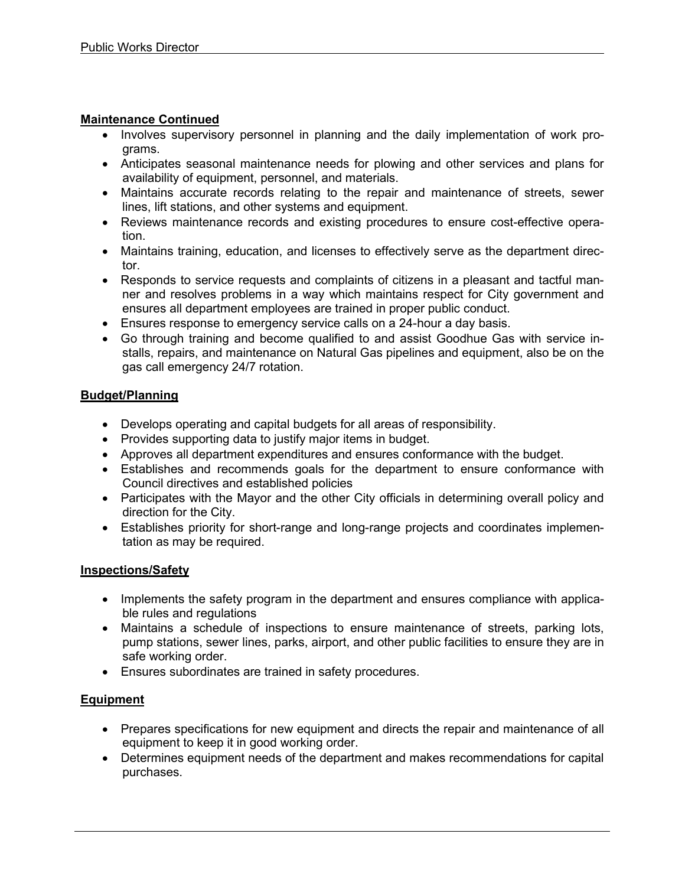**Maintenance Continued**

- Involves supervisory personnel in planning and the daily implementation of work programs.
- Anticipates seasonal maintenance needs for plowing and other services and plans for availability of equipment, personnel, and materials.
- Maintains accurate records relating to the repair and maintenance of streets, sewer lines, lift stations, and other systems and equipment.
- Reviews maintenance records and existing procedures to ensure cost-effective operation.
- Maintains training, education, and licenses to effectively serve as the department director.
- Responds to service requests and complaints of citizens in a pleasant and tactful manner and resolves problems in a way which maintains respect for City government and ensures all department employees are trained in proper public conduct.
- Ensures response to emergency service calls on a 24-hour a day basis.
- Go through training and become qualified to and assist Goodhue Gas with service installs, repairs, and maintenance on Natural Gas pipelines and equipment, also be on the gas call emergency 24/7 rotation.

**Budget/Planning**

- Develops operating and capital budgets for all areas of responsibility.
- Provides supporting data to justify major items in budget.
- Approves all department expenditures and ensures conformance with the budget.
- Establishes and recommends goals for the department to ensure conformance with Council directives and established policies
- Participates with the Mayor and the other City officials in determining overall policy and direction for the City.
- Establishes priority for short-range and long-range projects and coordinates implementation as may be required.

**Inspections/Safety**

- Implements the safety program in the department and ensures compliance with applicable rules and regulations
- Maintains a schedule of inspections to ensure maintenance of streets, parking lots, pump stations, sewer lines, parks, airport, and other public facilities to ensure they are in safe working order.
- Ensures subordinates are trained in safety procedures.

**Equipment**

- Prepares specifications for new equipment and directs the repair and maintenance of all equipment to keep it in good working order.
- Determines equipment needs of the department and makes recommendations for capital purchases.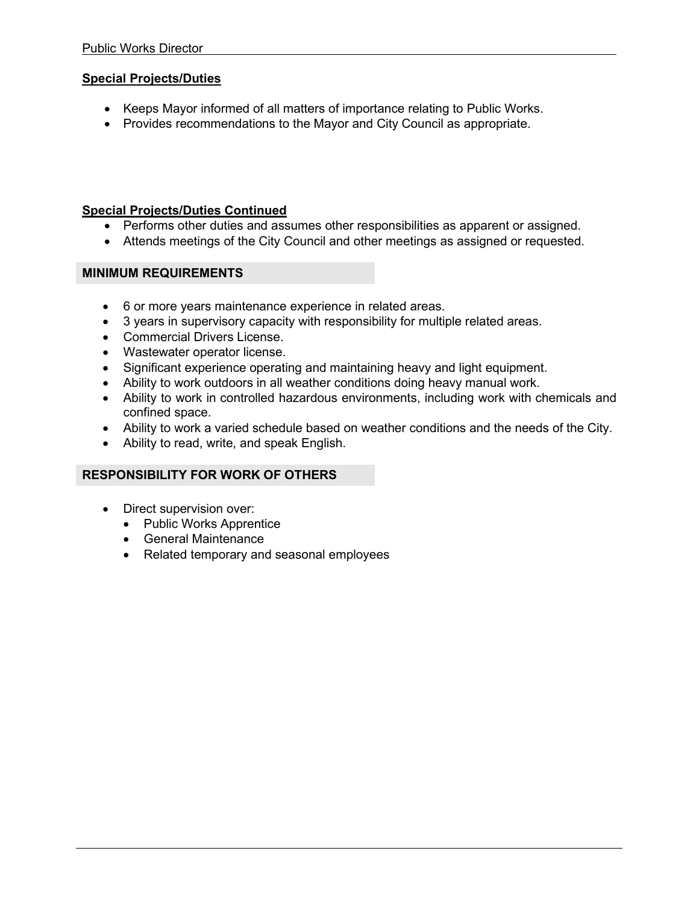**Special Projects/Duties**

- Keeps Mayor informed of all matters of importance relating to Public Works.
- Provides recommendations to the Mayor and City Council as appropriate.

**Special Projects/Duties Continued**

- Performs other duties and assumes other responsibilities as apparent or assigned.
- Attends meetings of the City Council and other meetings as assigned or requested.

## MINIMUM REQUIREMENTS

- 6 or more years maintenance experience in related areas.
- 3 years in supervisory capacity with responsibility for multiple related areas.
- Commercial Drivers License.
- Wastewater operator license.
- Significant experience operating and maintaining heavy and light equipment.
- Ability to work outdoors in all weather conditions doing heavy manual work.
- Ability to work in controlled hazardous environments, including work with chemicals and confined space.
- Ability to work a varied schedule based on weather conditions and the needs of the City.
- Ability to read, write, and speak English.

## RESPONSIBILITY FOR WORK OF OTHERS

- Direct supervision over:
  - Public Works Apprentice
  - General Maintenance
  - Related temporary and seasonal employees